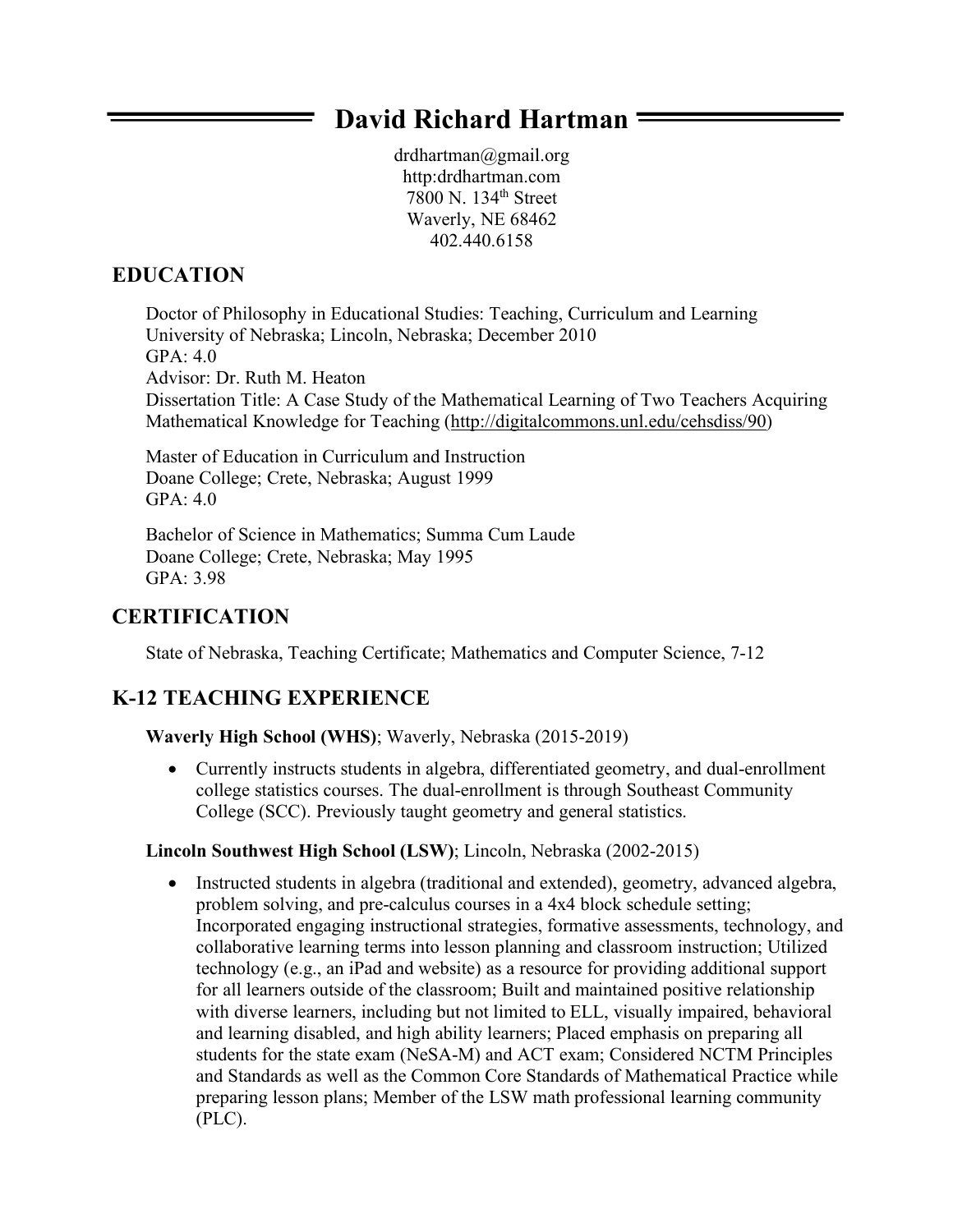# David Richard Hartman

drdhartman@gmail.org
http:drdhartman.com
7800 N. 134th Street
Waverly, NE 68462
402.440.6158

## EDUCATION

Doctor of Philosophy in Educational Studies: Teaching, Curriculum and Learning
University of Nebraska; Lincoln, Nebraska; December 2010
GPA: 4.0
Advisor: Dr. Ruth M. Heaton
Dissertation Title: A Case Study of the Mathematical Learning of Two Teachers Acquiring Mathematical Knowledge for Teaching (http://digitalcommons.unl.edu/cehsdiss/90)

Master of Education in Curriculum and Instruction
Doane College; Crete, Nebraska; August 1999
GPA: 4.0

Bachelor of Science in Mathematics; Summa Cum Laude
Doane College; Crete, Nebraska; May 1995
GPA: 3.98

## CERTIFICATION

State of Nebraska, Teaching Certificate; Mathematics and Computer Science, 7-12

## K-12 TEACHING EXPERIENCE

**Waverly High School (WHS)**; Waverly, Nebraska (2015-2019)

- Currently instructs students in algebra, differentiated geometry, and dual-enrollment college statistics courses. The dual-enrollment is through Southeast Community College (SCC). Previously taught geometry and general statistics.

**Lincoln Southwest High School (LSW)**; Lincoln, Nebraska (2002-2015)

- Instructed students in algebra (traditional and extended), geometry, advanced algebra, problem solving, and pre-calculus courses in a 4x4 block schedule setting; Incorporated engaging instructional strategies, formative assessments, technology, and collaborative learning terms into lesson planning and classroom instruction; Utilized technology (e.g., an iPad and website) as a resource for providing additional support for all learners outside of the classroom; Built and maintained positive relationship with diverse learners, including but not limited to ELL, visually impaired, behavioral and learning disabled, and high ability learners; Placed emphasis on preparing all students for the state exam (NeSA-M) and ACT exam; Considered NCTM Principles and Standards as well as the Common Core Standards of Mathematical Practice while preparing lesson plans; Member of the LSW math professional learning community (PLC).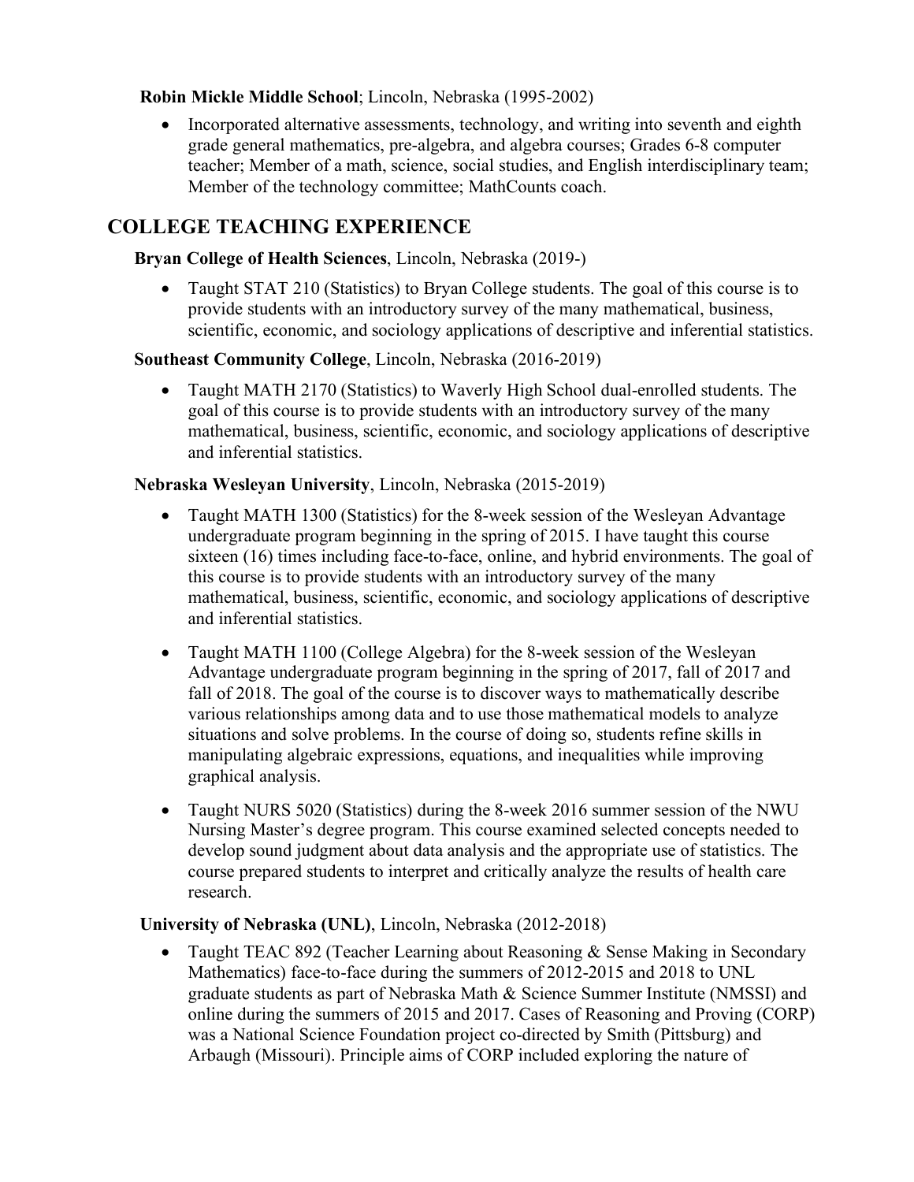**Robin Mickle Middle School**; Lincoln, Nebraska (1995-2002)

- Incorporated alternative assessments, technology, and writing into seventh and eighth grade general mathematics, pre-algebra, and algebra courses; Grades 6-8 computer teacher; Member of a math, science, social studies, and English interdisciplinary team; Member of the technology committee; MathCounts coach.

## COLLEGE TEACHING EXPERIENCE

**Bryan College of Health Sciences**, Lincoln, Nebraska (2019-)

- Taught STAT 210 (Statistics) to Bryan College students. The goal of this course is to provide students with an introductory survey of the many mathematical, business, scientific, economic, and sociology applications of descriptive and inferential statistics.

**Southeast Community College**, Lincoln, Nebraska (2016-2019)

- Taught MATH 2170 (Statistics) to Waverly High School dual-enrolled students. The goal of this course is to provide students with an introductory survey of the many mathematical, business, scientific, economic, and sociology applications of descriptive and inferential statistics.

**Nebraska Wesleyan University**, Lincoln, Nebraska (2015-2019)

- Taught MATH 1300 (Statistics) for the 8-week session of the Wesleyan Advantage undergraduate program beginning in the spring of 2015. I have taught this course sixteen (16) times including face-to-face, online, and hybrid environments. The goal of this course is to provide students with an introductory survey of the many mathematical, business, scientific, economic, and sociology applications of descriptive and inferential statistics.
- Taught MATH 1100 (College Algebra) for the 8-week session of the Wesleyan Advantage undergraduate program beginning in the spring of 2017, fall of 2017 and fall of 2018. The goal of the course is to discover ways to mathematically describe various relationships among data and to use those mathematical models to analyze situations and solve problems. In the course of doing so, students refine skills in manipulating algebraic expressions, equations, and inequalities while improving graphical analysis.
- Taught NURS 5020 (Statistics) during the 8-week 2016 summer session of the NWU Nursing Master's degree program. This course examined selected concepts needed to develop sound judgment about data analysis and the appropriate use of statistics. The course prepared students to interpret and critically analyze the results of health care research.

**University of Nebraska (UNL)**, Lincoln, Nebraska (2012-2018)

- Taught TEAC 892 (Teacher Learning about Reasoning & Sense Making in Secondary Mathematics) face-to-face during the summers of 2012-2015 and 2018 to UNL graduate students as part of Nebraska Math & Science Summer Institute (NMSSI) and online during the summers of 2015 and 2017. Cases of Reasoning and Proving (CORP) was a National Science Foundation project co-directed by Smith (Pittsburg) and Arbaugh (Missouri). Principle aims of CORP included exploring the nature of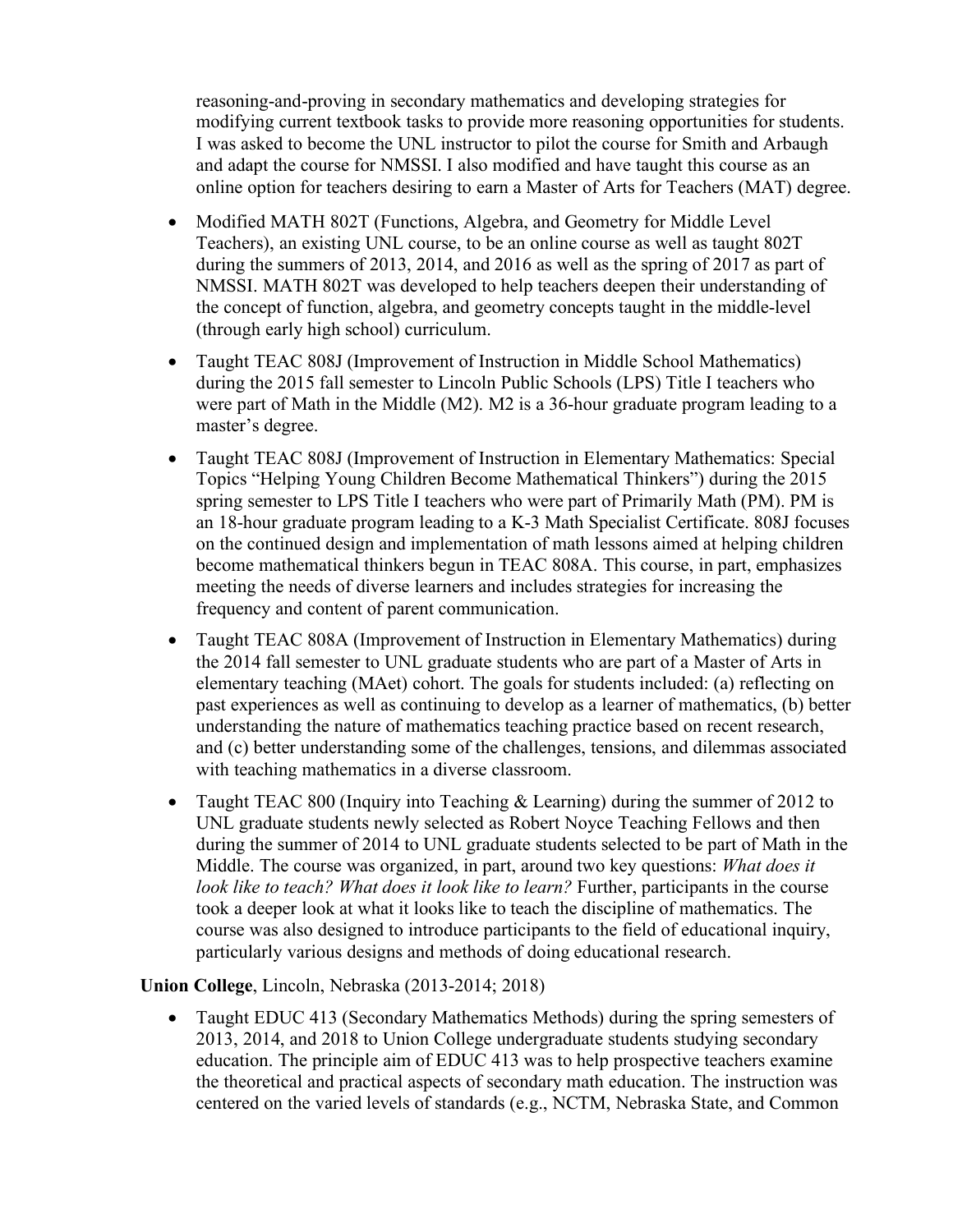reasoning-and-proving in secondary mathematics and developing strategies for modifying current textbook tasks to provide more reasoning opportunities for students. I was asked to become the UNL instructor to pilot the course for Smith and Arbaugh and adapt the course for NMSSI. I also modified and have taught this course as an online option for teachers desiring to earn a Master of Arts for Teachers (MAT) degree.

- Modified MATH 802T (Functions, Algebra, and Geometry for Middle Level Teachers), an existing UNL course, to be an online course as well as taught 802T during the summers of 2013, 2014, and 2016 as well as the spring of 2017 as part of NMSSI. MATH 802T was developed to help teachers deepen their understanding of the concept of function, algebra, and geometry concepts taught in the middle-level (through early high school) curriculum.
- Taught TEAC 808J (Improvement of Instruction in Middle School Mathematics) during the 2015 fall semester to Lincoln Public Schools (LPS) Title I teachers who were part of Math in the Middle (M2). M2 is a 36-hour graduate program leading to a master's degree.
- Taught TEAC 808J (Improvement of Instruction in Elementary Mathematics: Special Topics "Helping Young Children Become Mathematical Thinkers") during the 2015 spring semester to LPS Title I teachers who were part of Primarily Math (PM). PM is an 18-hour graduate program leading to a K-3 Math Specialist Certificate. 808J focuses on the continued design and implementation of math lessons aimed at helping children become mathematical thinkers begun in TEAC 808A. This course, in part, emphasizes meeting the needs of diverse learners and includes strategies for increasing the frequency and content of parent communication.
- Taught TEAC 808A (Improvement of Instruction in Elementary Mathematics) during the 2014 fall semester to UNL graduate students who are part of a Master of Arts in elementary teaching (MAet) cohort. The goals for students included: (a) reflecting on past experiences as well as continuing to develop as a learner of mathematics, (b) better understanding the nature of mathematics teaching practice based on recent research, and (c) better understanding some of the challenges, tensions, and dilemmas associated with teaching mathematics in a diverse classroom.
- Taught TEAC 800 (Inquiry into Teaching & Learning) during the summer of 2012 to UNL graduate students newly selected as Robert Noyce Teaching Fellows and then during the summer of 2014 to UNL graduate students selected to be part of Math in the Middle. The course was organized, in part, around two key questions: *What does it look like to teach? What does it look like to learn?* Further, participants in the course took a deeper look at what it looks like to teach the discipline of mathematics. The course was also designed to introduce participants to the field of educational inquiry, particularly various designs and methods of doing educational research.

**Union College**, Lincoln, Nebraska (2013-2014; 2018)

- Taught EDUC 413 (Secondary Mathematics Methods) during the spring semesters of 2013, 2014, and 2018 to Union College undergraduate students studying secondary education. The principle aim of EDUC 413 was to help prospective teachers examine the theoretical and practical aspects of secondary math education. The instruction was centered on the varied levels of standards (e.g., NCTM, Nebraska State, and Common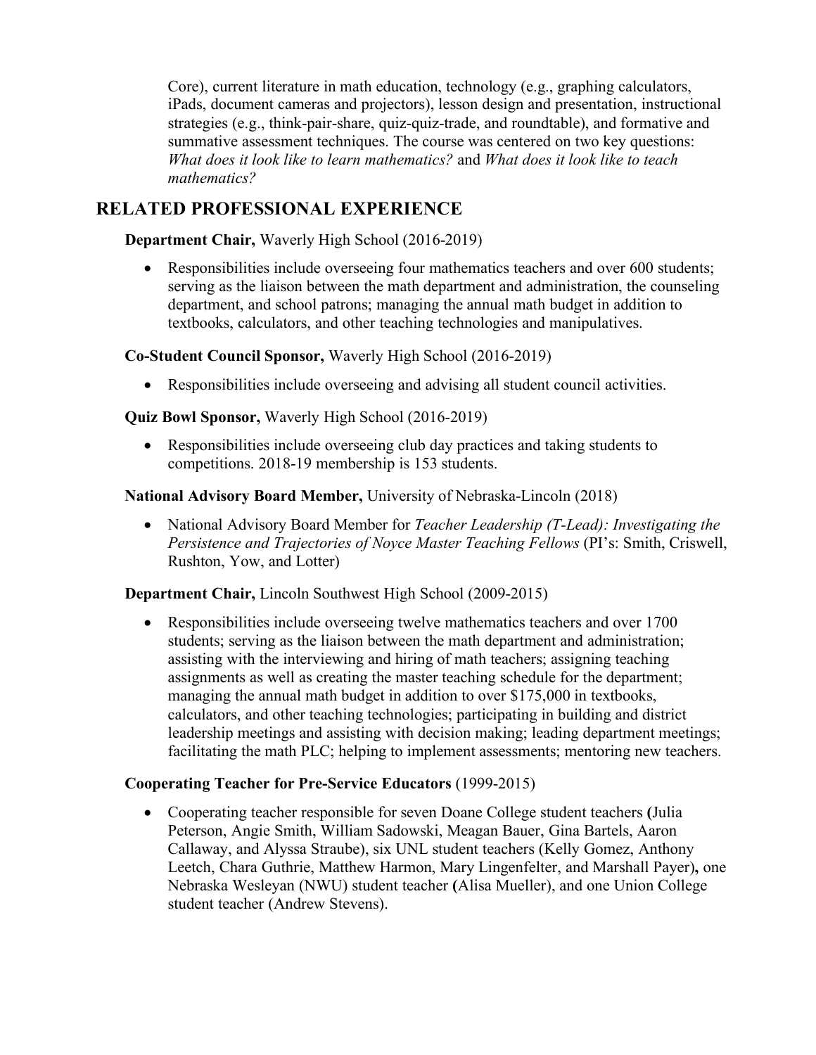Core), current literature in math education, technology (e.g., graphing calculators, iPads, document cameras and projectors), lesson design and presentation, instructional strategies (e.g., think-pair-share, quiz-quiz-trade, and roundtable), and formative and summative assessment techniques. The course was centered on two key questions: *What does it look like to learn mathematics?* and *What does it look like to teach mathematics?*

## RELATED PROFESSIONAL EXPERIENCE

**Department Chair,** Waverly High School (2016-2019)

- Responsibilities include overseeing four mathematics teachers and over 600 students; serving as the liaison between the math department and administration, the counseling department, and school patrons; managing the annual math budget in addition to textbooks, calculators, and other teaching technologies and manipulatives.

**Co-Student Council Sponsor,** Waverly High School (2016-2019)

- Responsibilities include overseeing and advising all student council activities.

**Quiz Bowl Sponsor,** Waverly High School (2016-2019)

- Responsibilities include overseeing club day practices and taking students to competitions. 2018-19 membership is 153 students.

**National Advisory Board Member,** University of Nebraska-Lincoln (2018)

- National Advisory Board Member for *Teacher Leadership (T-Lead): Investigating the Persistence and Trajectories of Noyce Master Teaching Fellows* (PI's: Smith, Criswell, Rushton, Yow, and Lotter)

**Department Chair,** Lincoln Southwest High School (2009-2015)

- Responsibilities include overseeing twelve mathematics teachers and over 1700 students; serving as the liaison between the math department and administration; assisting with the interviewing and hiring of math teachers; assigning teaching assignments as well as creating the master teaching schedule for the department; managing the annual math budget in addition to over $175,000 in textbooks, calculators, and other teaching technologies; participating in building and district leadership meetings and assisting with decision making; leading department meetings; facilitating the math PLC; helping to implement assessments; mentoring new teachers.

**Cooperating Teacher for Pre-Service Educators** (1999-2015)

- Cooperating teacher responsible for seven Doane College student teachers **(**Julia Peterson, Angie Smith, William Sadowski, Meagan Bauer, Gina Bartels, Aaron Callaway, and Alyssa Straube), six UNL student teachers (Kelly Gomez, Anthony Leetch, Chara Guthrie, Matthew Harmon, Mary Lingenfelter, and Marshall Payer**),** one Nebraska Wesleyan (NWU) student teacher **(**Alisa Mueller), and one Union College student teacher (Andrew Stevens).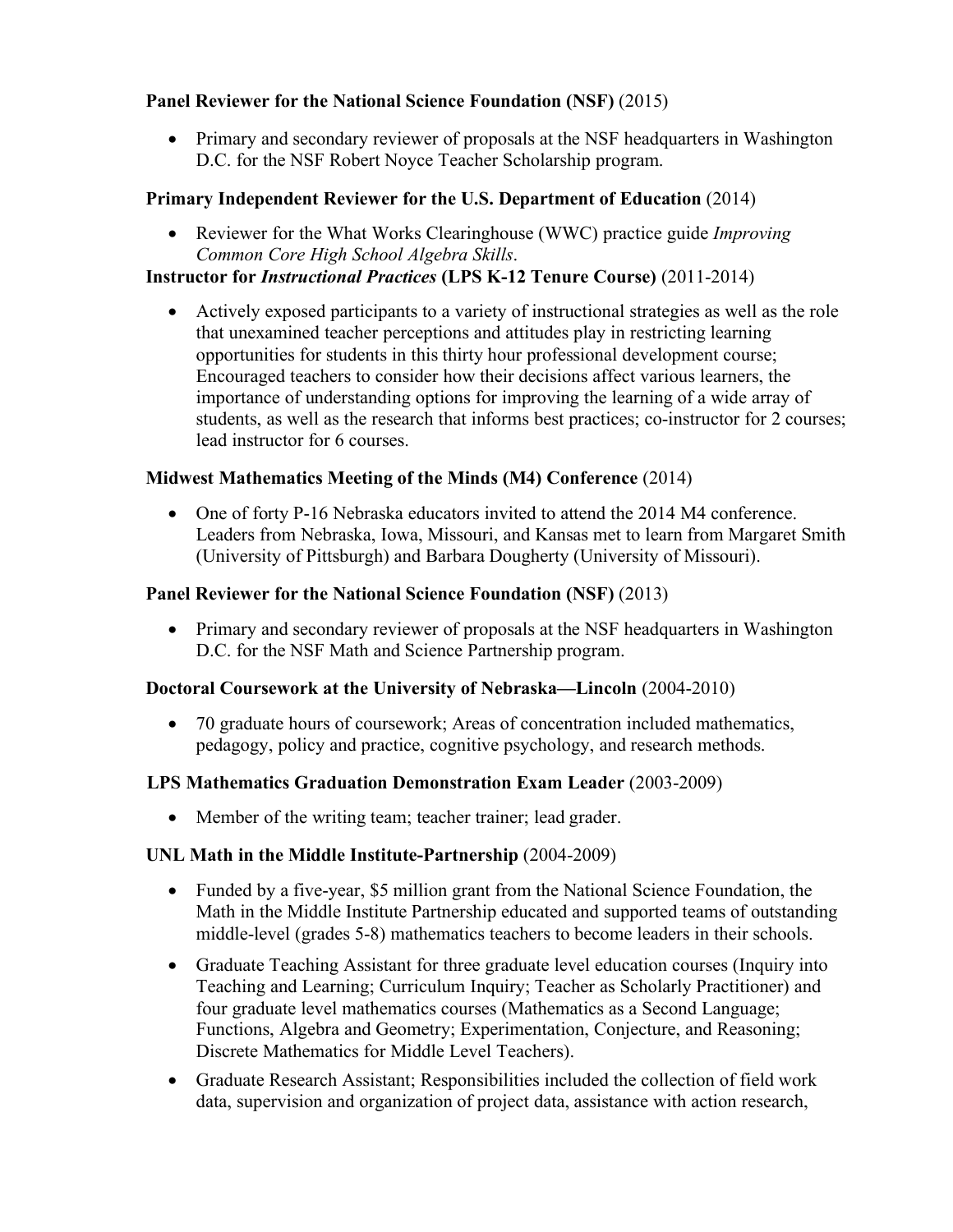**Panel Reviewer for the National Science Foundation (NSF)** (2015)

- Primary and secondary reviewer of proposals at the NSF headquarters in Washington D.C. for the NSF Robert Noyce Teacher Scholarship program.

**Primary Independent Reviewer for the U.S. Department of Education** (2014)

- Reviewer for the What Works Clearinghouse (WWC) practice guide *Improving Common Core High School Algebra Skills*.

**Instructor for *Instructional Practices* (LPS K-12 Tenure Course)** (2011-2014)

- Actively exposed participants to a variety of instructional strategies as well as the role that unexamined teacher perceptions and attitudes play in restricting learning opportunities for students in this thirty hour professional development course; Encouraged teachers to consider how their decisions affect various learners, the importance of understanding options for improving the learning of a wide array of students, as well as the research that informs best practices; co-instructor for 2 courses; lead instructor for 6 courses.

**Midwest Mathematics Meeting of the Minds (M4) Conference** (2014)

- One of forty P-16 Nebraska educators invited to attend the 2014 M4 conference. Leaders from Nebraska, Iowa, Missouri, and Kansas met to learn from Margaret Smith (University of Pittsburgh) and Barbara Dougherty (University of Missouri).

**Panel Reviewer for the National Science Foundation (NSF)** (2013)

- Primary and secondary reviewer of proposals at the NSF headquarters in Washington D.C. for the NSF Math and Science Partnership program.

**Doctoral Coursework at the University of Nebraska—Lincoln** (2004-2010)

- 70 graduate hours of coursework; Areas of concentration included mathematics, pedagogy, policy and practice, cognitive psychology, and research methods.

**LPS Mathematics Graduation Demonstration Exam Leader** (2003-2009)

- Member of the writing team; teacher trainer; lead grader.

**UNL Math in the Middle Institute-Partnership** (2004-2009)

- Funded by a five-year, $5 million grant from the National Science Foundation, the Math in the Middle Institute Partnership educated and supported teams of outstanding middle-level (grades 5-8) mathematics teachers to become leaders in their schools.
- Graduate Teaching Assistant for three graduate level education courses (Inquiry into Teaching and Learning; Curriculum Inquiry; Teacher as Scholarly Practitioner) and four graduate level mathematics courses (Mathematics as a Second Language; Functions, Algebra and Geometry; Experimentation, Conjecture, and Reasoning; Discrete Mathematics for Middle Level Teachers).
- Graduate Research Assistant; Responsibilities included the collection of field work data, supervision and organization of project data, assistance with action research,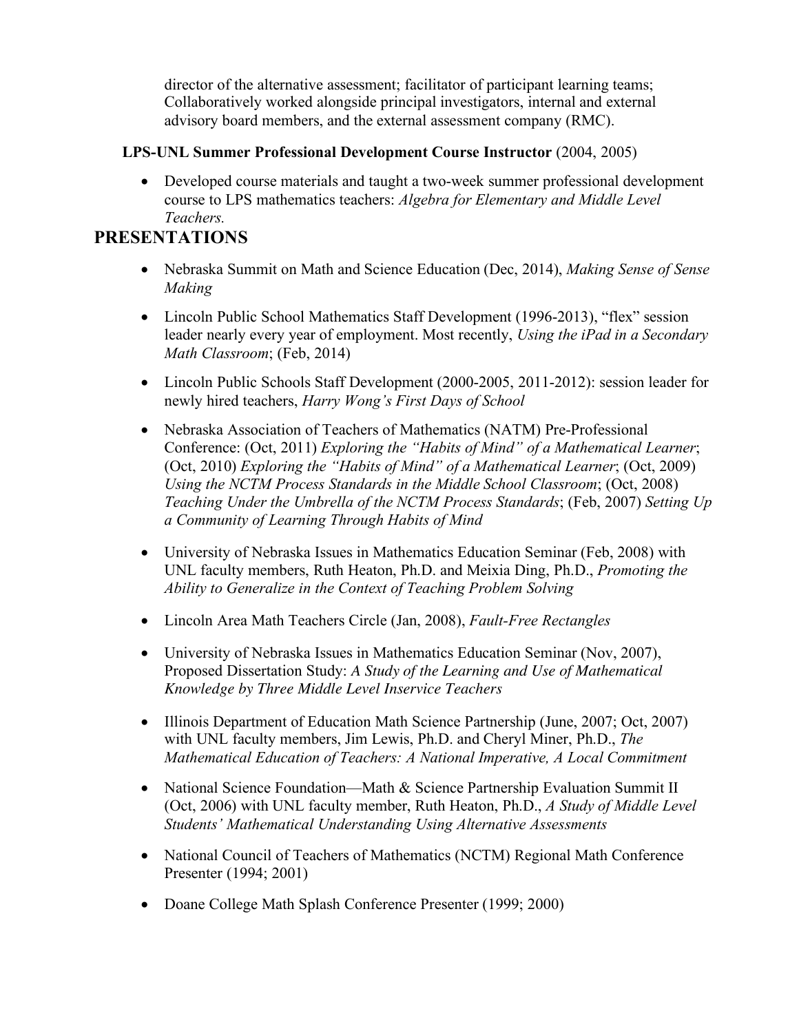director of the alternative assessment; facilitator of participant learning teams; Collaboratively worked alongside principal investigators, internal and external advisory board members, and the external assessment company (RMC).

**LPS-UNL Summer Professional Development Course Instructor** (2004, 2005)

- Developed course materials and taught a two-week summer professional development course to LPS mathematics teachers: *Algebra for Elementary and Middle Level Teachers.*

## PRESENTATIONS

- Nebraska Summit on Math and Science Education (Dec, 2014), *Making Sense of Sense Making*
- Lincoln Public School Mathematics Staff Development (1996-2013), "flex" session leader nearly every year of employment. Most recently, *Using the iPad in a Secondary Math Classroom*; (Feb, 2014)
- Lincoln Public Schools Staff Development (2000-2005, 2011-2012): session leader for newly hired teachers, *Harry Wong's First Days of School*
- Nebraska Association of Teachers of Mathematics (NATM) Pre-Professional Conference: (Oct, 2011) *Exploring the "Habits of Mind" of a Mathematical Learner*; (Oct, 2010) *Exploring the "Habits of Mind" of a Mathematical Learner*; (Oct, 2009) *Using the NCTM Process Standards in the Middle School Classroom*; (Oct, 2008) *Teaching Under the Umbrella of the NCTM Process Standards*; (Feb, 2007) *Setting Up a Community of Learning Through Habits of Mind*
- University of Nebraska Issues in Mathematics Education Seminar (Feb, 2008) with UNL faculty members, Ruth Heaton, Ph.D. and Meixia Ding, Ph.D., *Promoting the Ability to Generalize in the Context of Teaching Problem Solving*
- Lincoln Area Math Teachers Circle (Jan, 2008), *Fault-Free Rectangles*
- University of Nebraska Issues in Mathematics Education Seminar (Nov, 2007), Proposed Dissertation Study: *A Study of the Learning and Use of Mathematical Knowledge by Three Middle Level Inservice Teachers*
- Illinois Department of Education Math Science Partnership (June, 2007; Oct, 2007) with UNL faculty members, Jim Lewis, Ph.D. and Cheryl Miner, Ph.D., *The Mathematical Education of Teachers: A National Imperative, A Local Commitment*
- National Science Foundation—Math & Science Partnership Evaluation Summit II (Oct, 2006) with UNL faculty member, Ruth Heaton, Ph.D., *A Study of Middle Level Students' Mathematical Understanding Using Alternative Assessments*
- National Council of Teachers of Mathematics (NCTM) Regional Math Conference Presenter (1994; 2001)
- Doane College Math Splash Conference Presenter (1999; 2000)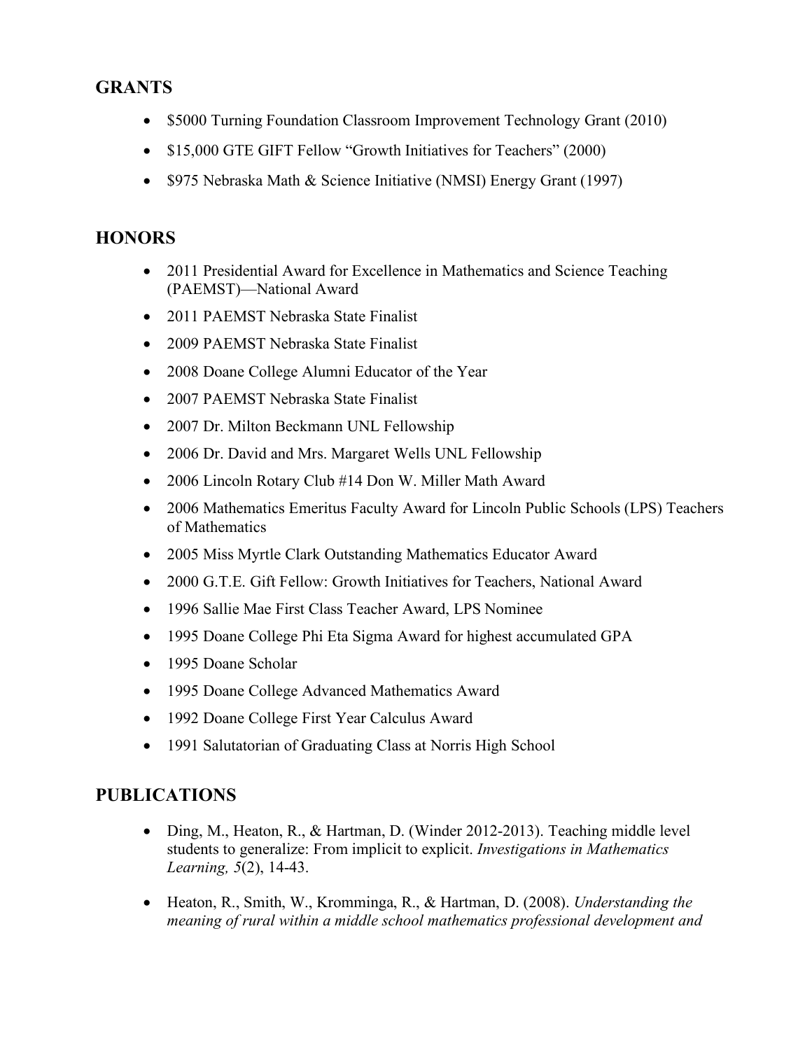## GRANTS

- $5000 Turning Foundation Classroom Improvement Technology Grant (2010)
- $15,000 GTE GIFT Fellow "Growth Initiatives for Teachers" (2000)
- $975 Nebraska Math & Science Initiative (NMSI) Energy Grant (1997)

## HONORS

- 2011 Presidential Award for Excellence in Mathematics and Science Teaching (PAEMST)—National Award
- 2011 PAEMST Nebraska State Finalist
- 2009 PAEMST Nebraska State Finalist
- 2008 Doane College Alumni Educator of the Year
- 2007 PAEMST Nebraska State Finalist
- 2007 Dr. Milton Beckmann UNL Fellowship
- 2006 Dr. David and Mrs. Margaret Wells UNL Fellowship
- 2006 Lincoln Rotary Club #14 Don W. Miller Math Award
- 2006 Mathematics Emeritus Faculty Award for Lincoln Public Schools (LPS) Teachers of Mathematics
- 2005 Miss Myrtle Clark Outstanding Mathematics Educator Award
- 2000 G.T.E. Gift Fellow: Growth Initiatives for Teachers, National Award
- 1996 Sallie Mae First Class Teacher Award, LPS Nominee
- 1995 Doane College Phi Eta Sigma Award for highest accumulated GPA
- 1995 Doane Scholar
- 1995 Doane College Advanced Mathematics Award
- 1992 Doane College First Year Calculus Award
- 1991 Salutatorian of Graduating Class at Norris High School

## PUBLICATIONS

- Ding, M., Heaton, R., & Hartman, D. (Winder 2012-2013). Teaching middle level students to generalize: From implicit to explicit. *Investigations in Mathematics Learning, 5*(2), 14-43.
- Heaton, R., Smith, W., Kromminga, R., & Hartman, D. (2008). *Understanding the meaning of rural within a middle school mathematics professional development and*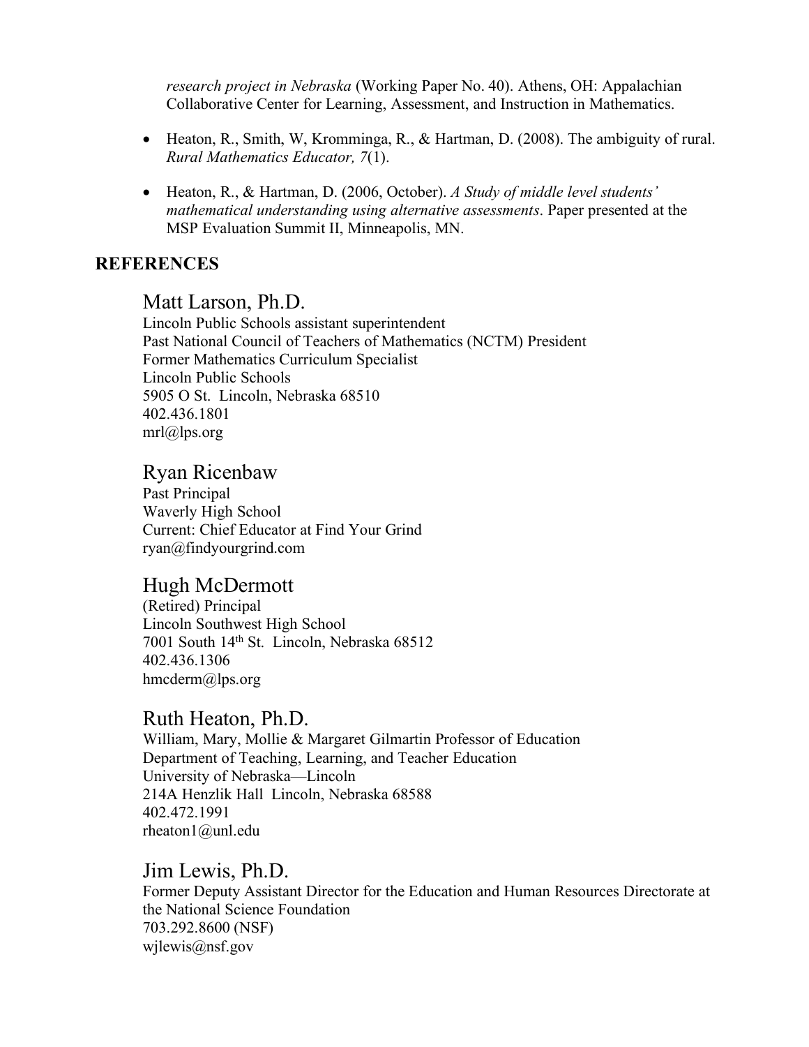*research project in Nebraska* (Working Paper No. 40). Athens, OH: Appalachian Collaborative Center for Learning, Assessment, and Instruction in Mathematics.

- Heaton, R., Smith, W, Kromminga, R., & Hartman, D. (2008). The ambiguity of rural. *Rural Mathematics Educator, 7*(1).
- Heaton, R., & Hartman, D. (2006, October). *A Study of middle level students' mathematical understanding using alternative assessments*. Paper presented at the MSP Evaluation Summit II, Minneapolis, MN.

## REFERENCES

### Matt Larson, Ph.D.

Lincoln Public Schools assistant superintendent
Past National Council of Teachers of Mathematics (NCTM) President
Former Mathematics Curriculum Specialist
Lincoln Public Schools
5905 O St. Lincoln, Nebraska 68510
402.436.1801
mrl@lps.org

### Ryan Ricenbaw

Past Principal
Waverly High School
Current: Chief Educator at Find Your Grind
ryan@findyourgrind.com

### Hugh McDermott

(Retired) Principal
Lincoln Southwest High School
7001 South 14th St. Lincoln, Nebraska 68512
402.436.1306
hmcderm@lps.org

### Ruth Heaton, Ph.D.

William, Mary, Mollie & Margaret Gilmartin Professor of Education
Department of Teaching, Learning, and Teacher Education
University of Nebraska—Lincoln
214A Henzlik Hall Lincoln, Nebraska 68588
402.472.1991
rheaton1@unl.edu

### Jim Lewis, Ph.D.

Former Deputy Assistant Director for the Education and Human Resources Directorate at the National Science Foundation
703.292.8600 (NSF)
wjlewis@nsf.gov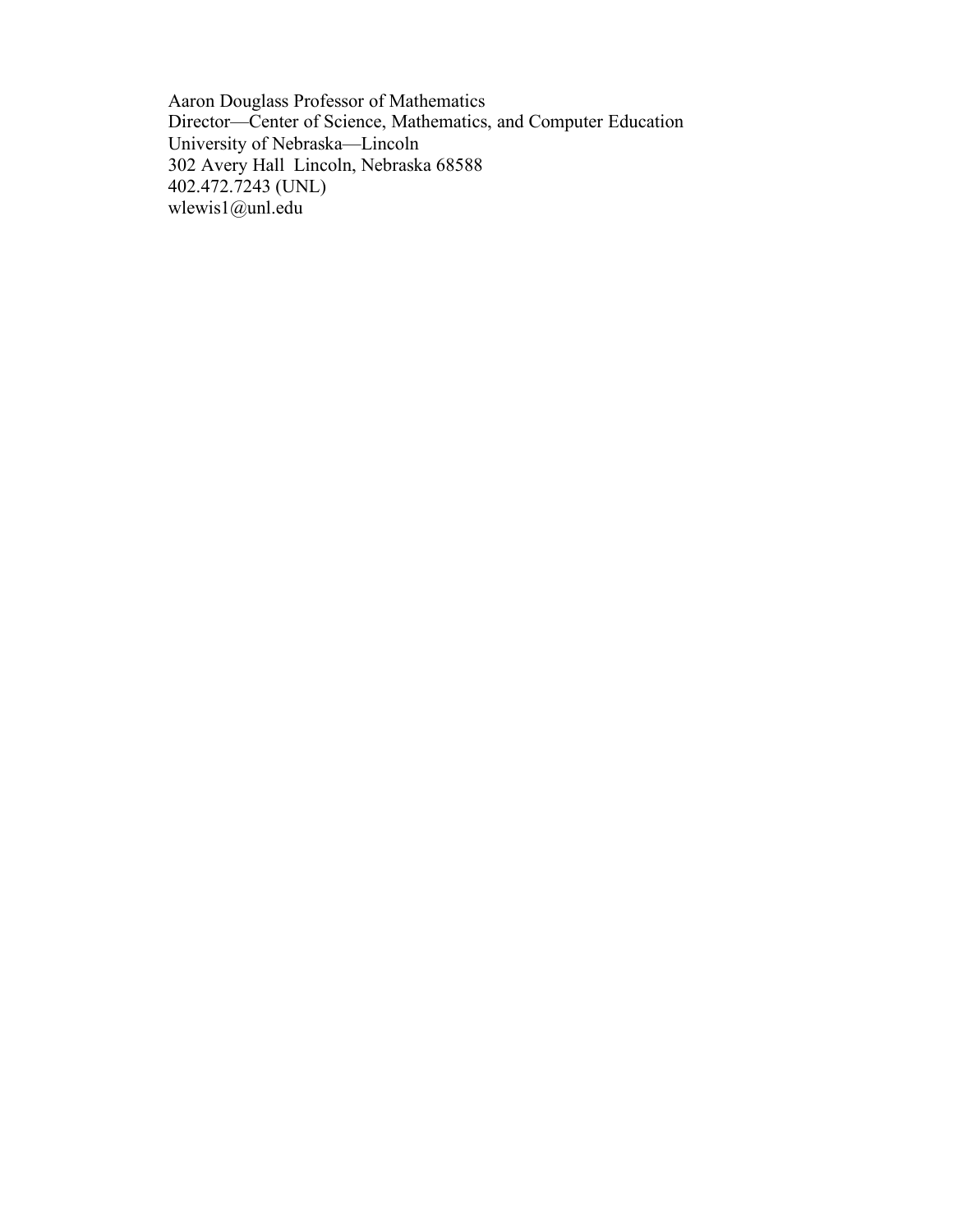Aaron Douglass Professor of Mathematics
Director—Center of Science, Mathematics, and Computer Education
University of Nebraska—Lincoln
302 Avery Hall Lincoln, Nebraska 68588
402.472.7243 (UNL)
wlewis1@unl.edu